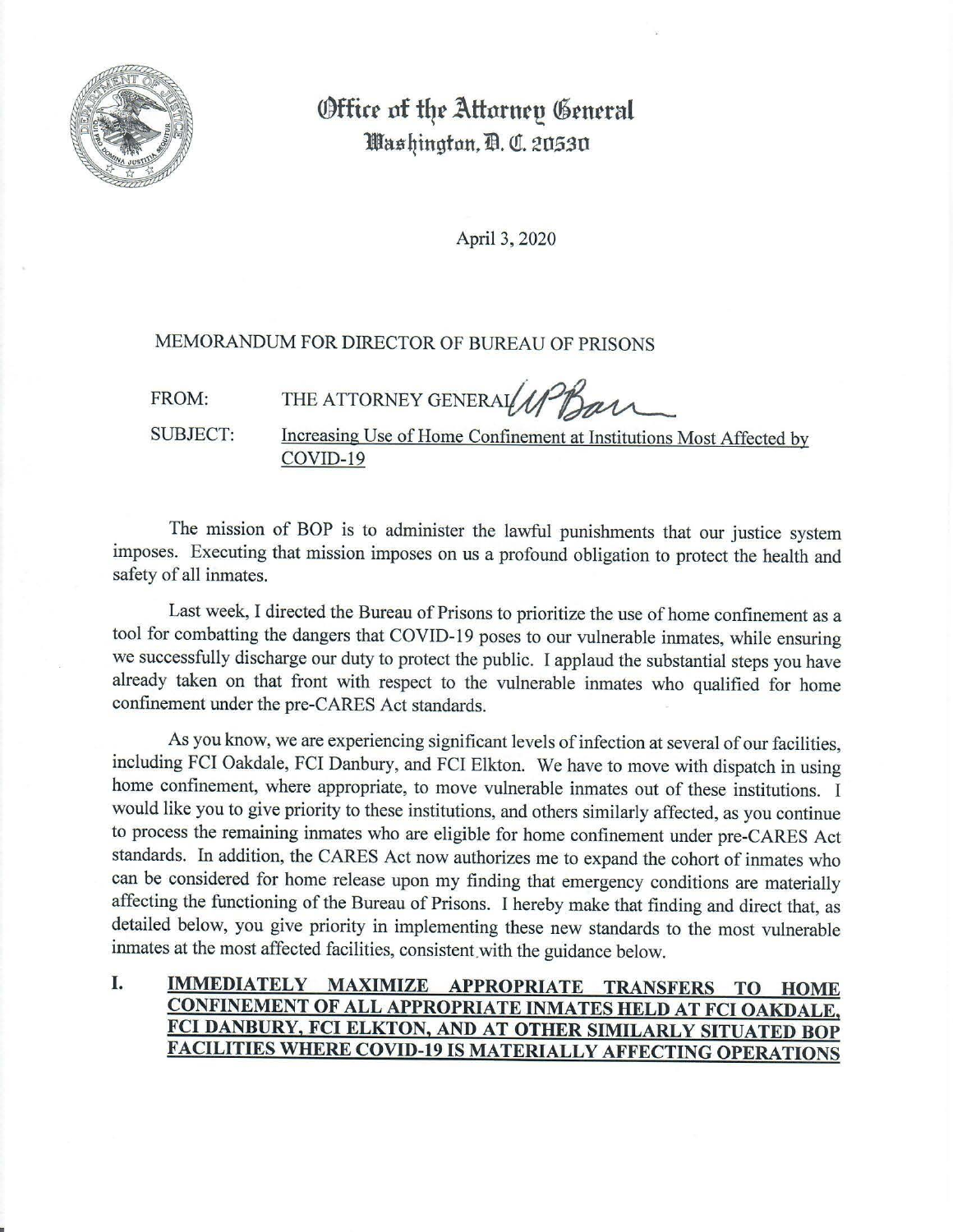# Office of the Attorney General
## Washington, D. C. 20530

April 3, 2020

MEMORANDUM FOR DIRECTOR OF BUREAU OF PRISONS

FROM: THE ATTORNEY GENERAL

SUBJECT: Increasing Use of Home Confinement at Institutions Most Affected by COVID-19

The mission of BOP is to administer the lawful punishments that our justice system imposes. Executing that mission imposes on us a profound obligation to protect the health and safety of all inmates.

Last week, I directed the Bureau of Prisons to prioritize the use of home confinement as a tool for combatting the dangers that COVID-19 poses to our vulnerable inmates, while ensuring we successfully discharge our duty to protect the public. I applaud the substantial steps you have already taken on that front with respect to the vulnerable inmates who qualified for home confinement under the pre-CARES Act standards.

As you know, we are experiencing significant levels of infection at several of our facilities, including FCI Oakdale, FCI Danbury, and FCI Elkton. We have to move with dispatch in using home confinement, where appropriate, to move vulnerable inmates out of these institutions. I would like you to give priority to these institutions, and others similarly affected, as you continue to process the remaining inmates who are eligible for home confinement under pre-CARES Act standards. In addition, the CARES Act now authorizes me to expand the cohort of inmates who can be considered for home release upon my finding that emergency conditions are materially affecting the functioning of the Bureau of Prisons. I hereby make that finding and direct that, as detailed below, you give priority in implementing these new standards to the most vulnerable inmates at the most affected facilities, consistent with the guidance below.

## I. IMMEDIATELY MAXIMIZE APPROPRIATE TRANSFERS TO HOME CONFINEMENT OF ALL APPROPRIATE INMATES HELD AT FCI OAKDALE, FCI DANBURY, FCI ELKTON, AND AT OTHER SIMILARLY SITUATED BOP FACILITIES WHERE COVID-19 IS MATERIALLY AFFECTING OPERATIONS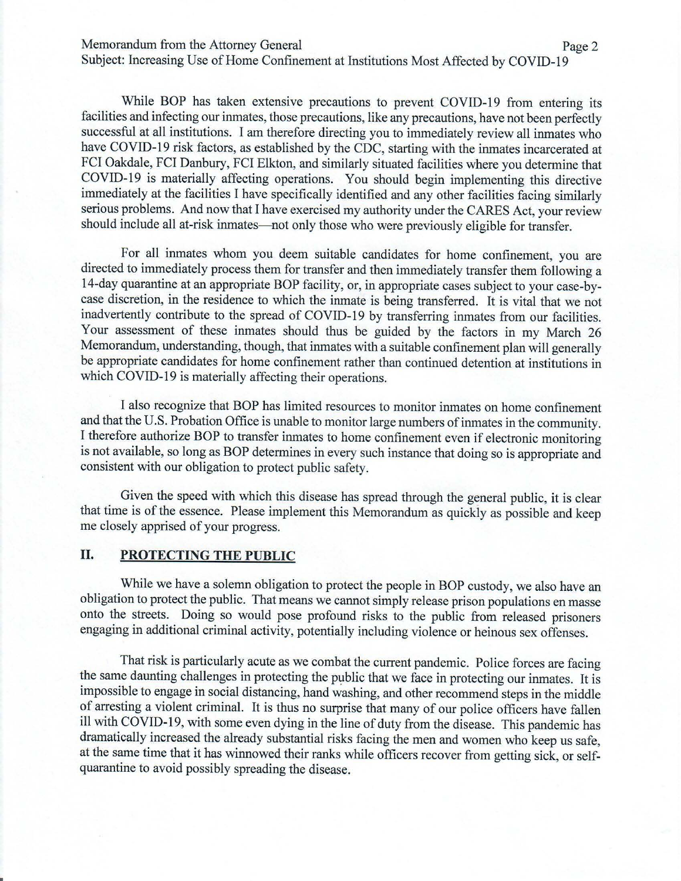While BOP has taken extensive precautions to prevent COVID-19 from entering its facilities and infecting our inmates, those precautions, like any precautions, have not been perfectly successful at all institutions. I am therefore directing you to immediately review all inmates who have COVID-19 risk factors, as established by the CDC, starting with the inmates incarcerated at FCI Oakdale, FCI Danbury, FCI Elkton, and similarly situated facilities where you determine that COVID-19 is materially affecting operations. You should begin implementing this directive immediately at the facilities I have specifically identified and any other facilities facing similarly serious problems. And now that I have exercised my authority under the CARES Act, your review should include all at-risk inmates—not only those who were previously eligible for transfer.

For all inmates whom you deem suitable candidates for home confinement, you are directed to immediately process them for transfer and then immediately transfer them following a 14-day quarantine at an appropriate BOP facility, or, in appropriate cases subject to your case-by-case discretion, in the residence to which the inmate is being transferred. It is vital that we not inadvertently contribute to the spread of COVID-19 by transferring inmates from our facilities. Your assessment of these inmates should thus be guided by the factors in my March 26 Memorandum, understanding, though, that inmates with a suitable confinement plan will generally be appropriate candidates for home confinement rather than continued detention at institutions in which COVID-19 is materially affecting their operations.

I also recognize that BOP has limited resources to monitor inmates on home confinement and that the U.S. Probation Office is unable to monitor large numbers of inmates in the community. I therefore authorize BOP to transfer inmates to home confinement even if electronic monitoring is not available, so long as BOP determines in every such instance that doing so is appropriate and consistent with our obligation to protect public safety.

Given the speed with which this disease has spread through the general public, it is clear that time is of the essence. Please implement this Memorandum as quickly as possible and keep me closely apprised of your progress.

## II. PROTECTING THE PUBLIC

While we have a solemn obligation to protect the people in BOP custody, we also have an obligation to protect the public. That means we cannot simply release prison populations en masse onto the streets. Doing so would pose profound risks to the public from released prisoners engaging in additional criminal activity, potentially including violence or heinous sex offenses.

That risk is particularly acute as we combat the current pandemic. Police forces are facing the same daunting challenges in protecting the public that we face in protecting our inmates. It is impossible to engage in social distancing, hand washing, and other recommend steps in the middle of arresting a violent criminal. It is thus no surprise that many of our police officers have fallen ill with COVID-19, with some even dying in the line of duty from the disease. This pandemic has dramatically increased the already substantial risks facing the men and women who keep us safe, at the same time that it has winnowed their ranks while officers recover from getting sick, or self-quarantine to avoid possibly spreading the disease.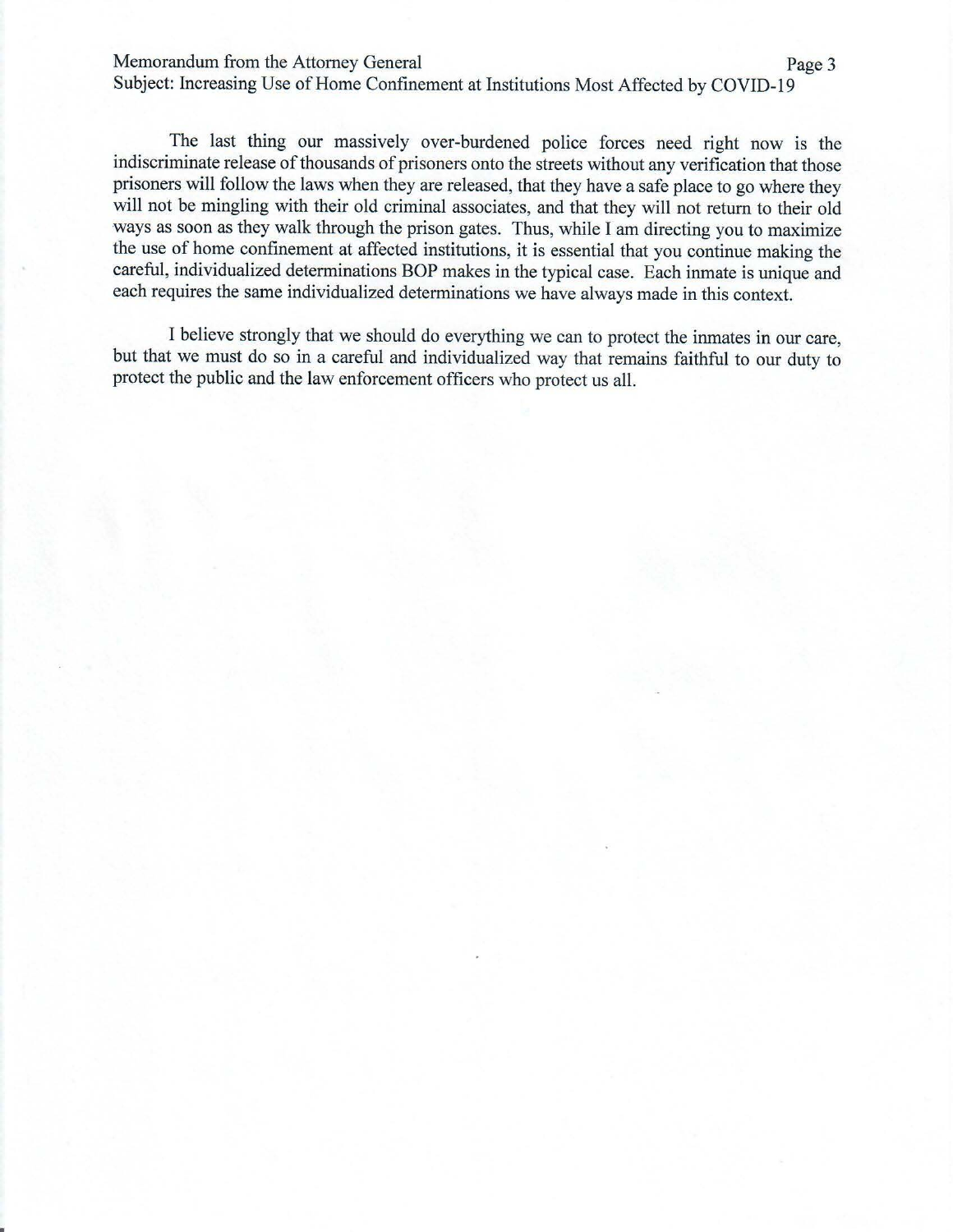The last thing our massively over-burdened police forces need right now is the indiscriminate release of thousands of prisoners onto the streets without any verification that those prisoners will follow the laws when they are released, that they have a safe place to go where they will not be mingling with their old criminal associates, and that they will not return to their old ways as soon as they walk through the prison gates. Thus, while I am directing you to maximize the use of home confinement at affected institutions, it is essential that you continue making the careful, individualized determinations BOP makes in the typical case. Each inmate is unique and each requires the same individualized determinations we have always made in this context.

I believe strongly that we should do everything we can to protect the inmates in our care, but that we must do so in a careful and individualized way that remains faithful to our duty to protect the public and the law enforcement officers who protect us all.